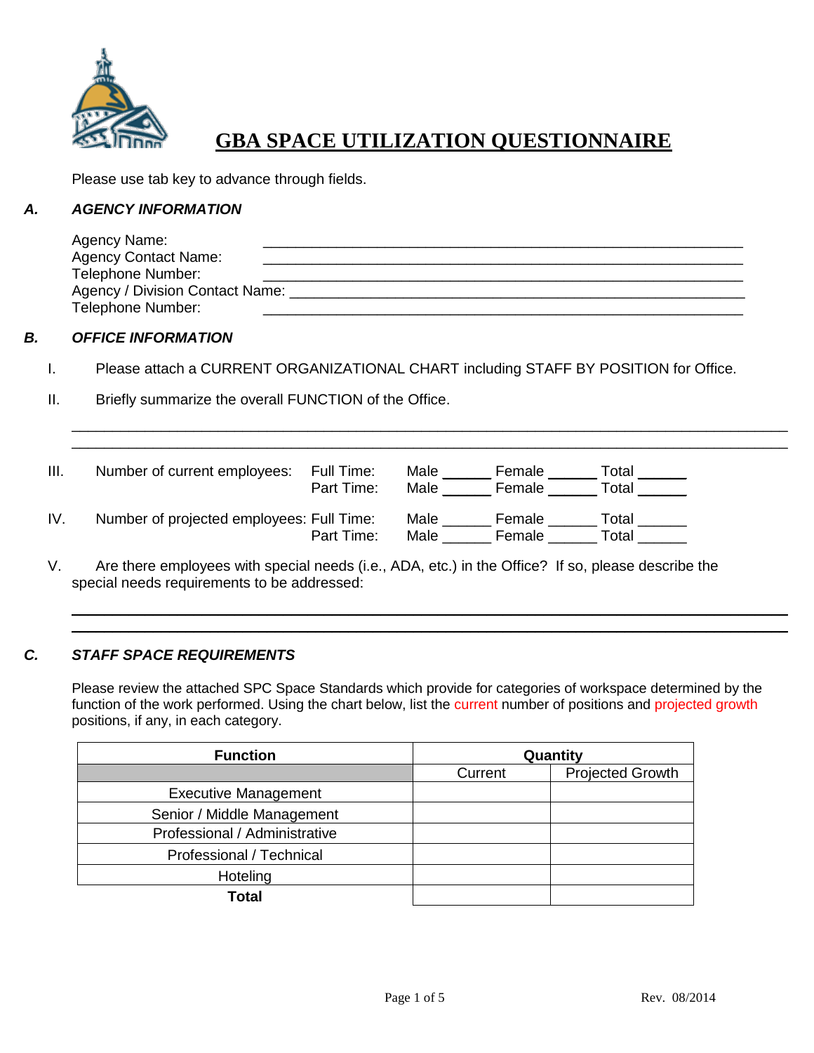# GBA SPACE UTILIZATION QUESTIONNAIRE

Please use tab key to advance through fields.

## A. AGENCY INFORMATION

Agency Name: ____________________________________________________________

Agency Contact Name: ____________________________________________________________

Telephone Number: ____________________________________________________________

Agency / Division Contact Name: ____________________________________________________________

Telephone Number: ____________________________________________________________

## B. OFFICE INFORMATION

I. Please attach a CURRENT ORGANIZATIONAL CHART including STAFF BY POSITION for Office.

II. Briefly summarize the overall FUNCTION of the Office.

____________________________________________________________________________________

____________________________________________________________________________________

III. Number of current employees:
- Full Time: Male ______ Female ______ Total ______
- Part Time: Male ______ Female ______ Total ______

IV. Number of projected employees:
- Full Time: Male ______ Female ______ Total ______
- Part Time: Male ______ Female ______ Total ______

V. Are there employees with special needs (i.e., ADA, etc.) in the Office? If so, please describe the special needs requirements to be addressed:

____________________________________________________________________________________

____________________________________________________________________________________

## C. STAFF SPACE REQUIREMENTS

Please review the attached SPC Space Standards which provide for categories of workspace determined by the function of the work performed. Using the chart below, list the current number of positions and projected growth positions, if any, in each category.

| Function | Quantity | |
|---|---|---|
| | Current | Projected Growth |
| Executive Management | | |
| Senior / Middle Management | | |
| Professional / Administrative | | |
| Professional / Technical | | |
| Hoteling | | |
| **Total** | | |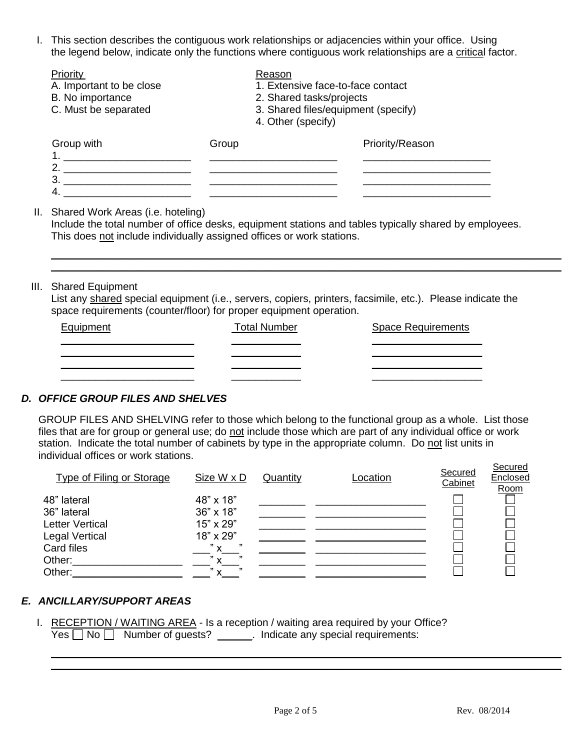I. This section describes the contiguous work relationships or adjacencies within your office. Using the legend below, indicate only the functions where contiguous work relationships are a critical factor.

| Priority | Reason |
|---|---|
| A. Important to be close | 1. Extensive face-to-face contact |
| B. No importance | 2. Shared tasks/projects |
| C. Must be separated | 3. Shared files/equipment (specify) |
| | 4. Other (specify) |

| Group with | Group | Priority/Reason |
|---|---|---|
| 1. ____________________ | ____________________ | ____________________ |
| 2. ____________________ | ____________________ | ____________________ |
| 3. ____________________ | ____________________ | ____________________ |
| 4. ____________________ | ____________________ | ____________________ |

II. Shared Work Areas (i.e. hoteling)
Include the total number of office desks, equipment stations and tables typically shared by employees. This does not include individually assigned offices or work stations.

______________________________________________________________________________

______________________________________________________________________________

III. Shared Equipment
List any shared special equipment (i.e., servers, copiers, printers, facsimile, etc.). Please indicate the space requirements (counter/floor) for proper equipment operation.

| Equipment | Total Number | Space Requirements |
|---|---|---|
| ____________________ | __________ | ________________ |
| ____________________ | __________ | ________________ |
| ____________________ | __________ | ________________ |
| ____________________ | __________ | ________________ |

## *D. OFFICE GROUP FILES AND SHELVES*

GROUP FILES AND SHELVING refer to those which belong to the functional group as a whole. List those files that are for group or general use; do not include those which are part of any individual office or work station. Indicate the total number of cabinets by type in the appropriate column. Do not list units in individual offices or work stations.

| Type of Filing or Storage | Size W x D | Quantity | Location | Secured Cabinet | Secured Enclosed Room |
|---|---|---|---|---|---|
| 48" lateral | 48" x 18" | _______ | ________________ | ☐ | ☐ |
| 36" lateral | 36" x 18" | _______ | ________________ | ☐ | ☐ |
| Letter Vertical | 15" x 29" | _______ | ________________ | ☐ | ☐ |
| Legal Vertical | 18" x 29" | _______ | ________________ | ☐ | ☐ |
| Card files | ___" x___" | _______ | ________________ | ☐ | ☐ |
| Other:________________ | ___" x___" | _______ | ________________ | ☐ | ☐ |
| Other:________________ | ___" x___" | _______ | ________________ | ☐ | ☐ |

## *E. ANCILLARY/SUPPORT AREAS*

I. RECEPTION / WAITING AREA - Is a reception / waiting area required by your Office?
Yes ☐ No ☐ Number of guests? ______. Indicate any special requirements:

______________________________________________________________________________

______________________________________________________________________________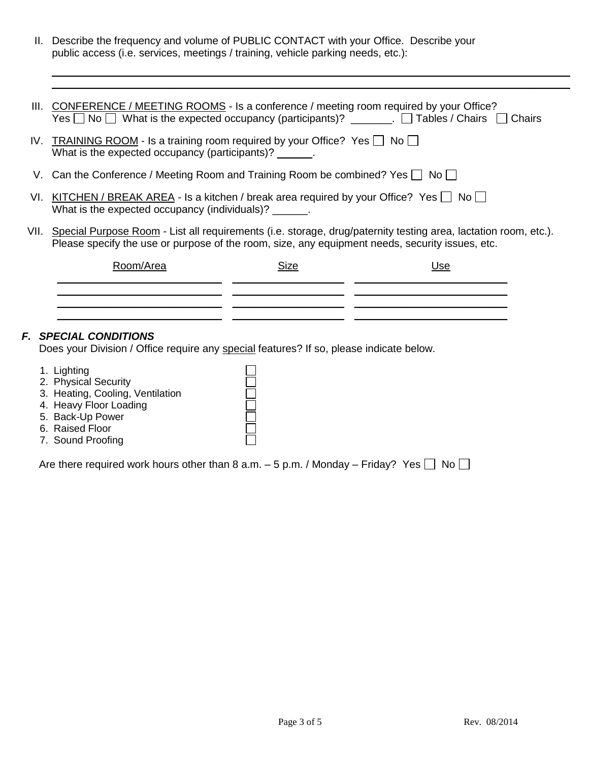II. Describe the frequency and volume of PUBLIC CONTACT with your Office. Describe your public access (i.e. services, meetings / training, vehicle parking needs, etc.):

\_\_\_\_\_\_\_\_\_\_\_\_\_\_\_\_\_\_\_\_\_\_\_\_\_\_\_\_\_\_\_\_\_\_\_\_\_\_\_\_\_\_\_\_\_\_\_\_\_\_\_\_\_\_\_\_\_\_\_\_\_\_\_\_\_\_\_\_\_\_\_\_

\_\_\_\_\_\_\_\_\_\_\_\_\_\_\_\_\_\_\_\_\_\_\_\_\_\_\_\_\_\_\_\_\_\_\_\_\_\_\_\_\_\_\_\_\_\_\_\_\_\_\_\_\_\_\_\_\_\_\_\_\_\_\_\_\_\_\_\_\_\_\_\_

III. <u>CONFERENCE / MEETING ROOMS</u> - Is a conference / meeting room required by your Office? Yes ☐ No ☐ What is the expected occupancy (participants)? \_\_\_\_\_\_\_. ☐ Tables / Chairs ☐ Chairs

IV. <u>TRAINING ROOM</u> - Is a training room required by your Office? Yes ☐ No ☐
What is the expected occupancy (participants)? \_\_\_\_\_\_.

V. Can the Conference / Meeting Room and Training Room be combined? Yes ☐ No ☐

VI. <u>KITCHEN / BREAK AREA</u> - Is a kitchen / break area required by your Office? Yes ☐ No ☐
What is the expected occupancy (individuals)? \_\_\_\_\_\_.

VII. <u>Special Purpose Room</u> - List all requirements (i.e. storage, drug/paternity testing area, lactation room, etc.). Please specify the use or purpose of the room, size, any equipment needs, security issues, etc.

| Room/Area | Size | Use |
|---|---|---|
| | | |
| | | |
| | | |
| | | |

### *F. SPECIAL CONDITIONS*

Does your Division / Office require any <u>special</u> features? If so, please indicate below.

1. Lighting ☐
2. Physical Security ☐
3. Heating, Cooling, Ventilation ☐
4. Heavy Floor Loading ☐
5. Back-Up Power ☐
6. Raised Floor ☐
7. Sound Proofing ☐

Are there required work hours other than 8 a.m. – 5 p.m. / Monday – Friday? Yes ☐ No ☐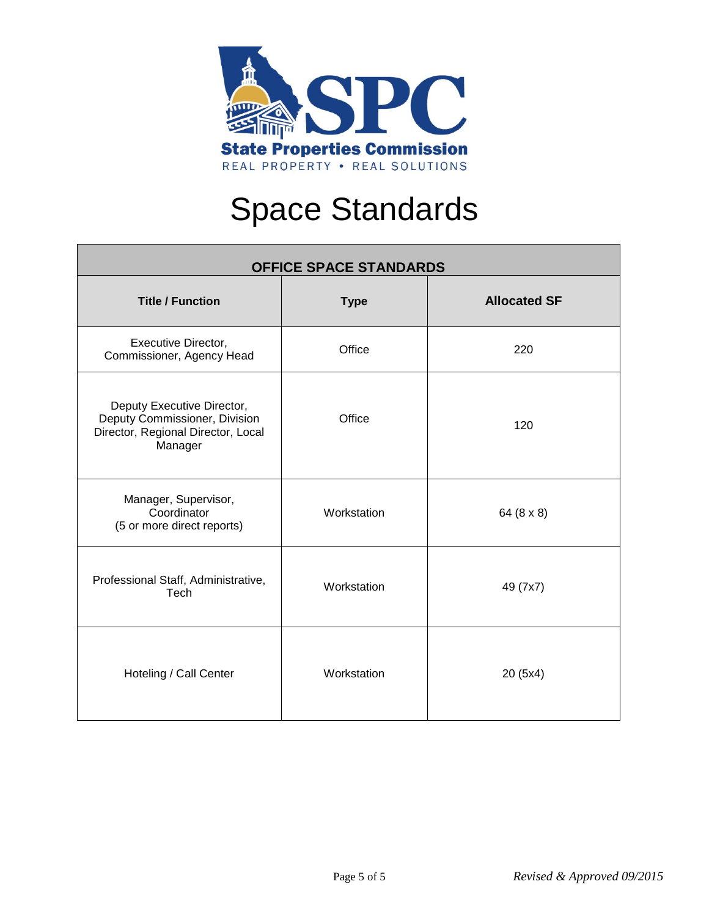State Properties Commission

REAL PROPERTY • REAL SOLUTIONS

# Space Standards

| OFFICE SPACE STANDARDS | | |
|---|---|---|
| **Title / Function** | **Type** | **Allocated SF** |
| Executive Director, Commissioner, Agency Head | Office | 220 |
| Deputy Executive Director, Deputy Commissioner, Division Director, Regional Director, Local Manager | Office | 120 |
| Manager, Supervisor, Coordinator (5 or more direct reports) | Workstation | 64 (8 x 8) |
| Professional Staff, Administrative, Tech | Workstation | 49 (7x7) |
| Hoteling / Call Center | Workstation | 20 (5x4) |

*Revised & Approved 09/2015*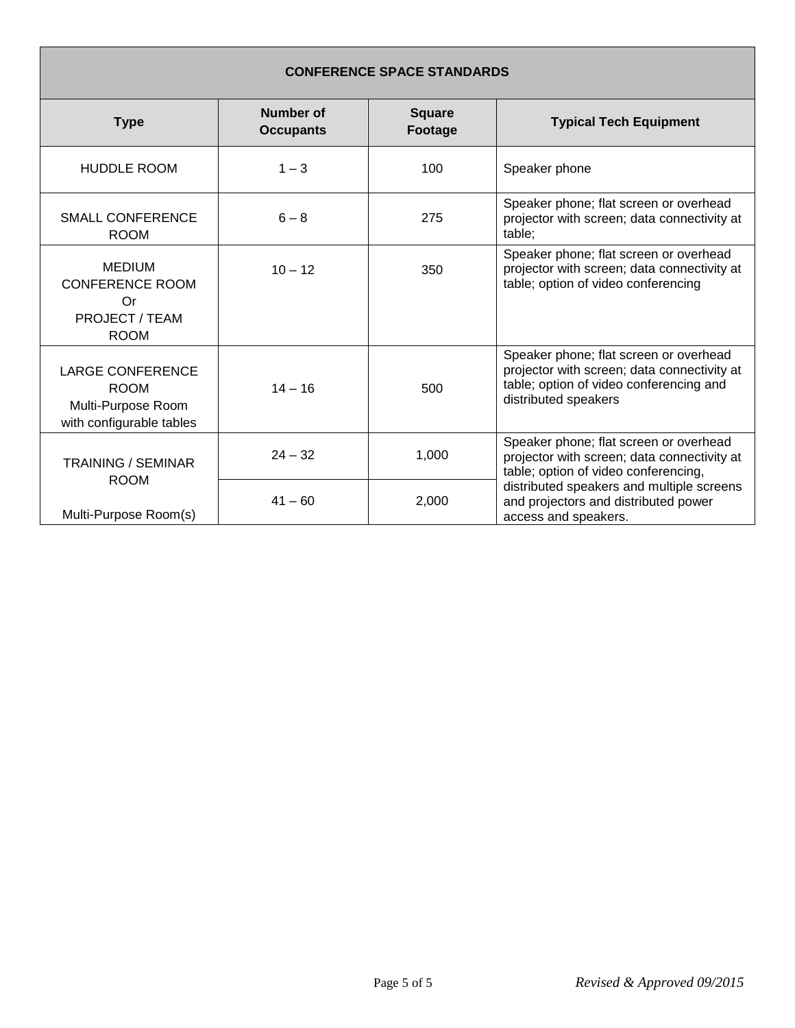| CONFERENCE SPACE STANDARDS | | | |
|---|---|---|---|
| **Type** | **Number of Occupants** | **Square Footage** | **Typical Tech Equipment** |
| HUDDLE ROOM | 1 – 3 | 100 | Speaker phone |
| SMALL CONFERENCE ROOM | 6 – 8 | 275 | Speaker phone; flat screen or overhead projector with screen; data connectivity at table; |
| MEDIUM CONFERENCE ROOM Or PROJECT / TEAM ROOM | 10 – 12 | 350 | Speaker phone; flat screen or overhead projector with screen; data connectivity at table; option of video conferencing |
| LARGE CONFERENCE ROOM Multi-Purpose Room with configurable tables | 14 – 16 | 500 | Speaker phone; flat screen or overhead projector with screen; data connectivity at table; option of video conferencing and distributed speakers |
| TRAINING / SEMINAR ROOM Multi-Purpose Room(s) | 24 – 32 | 1,000 | Speaker phone; flat screen or overhead projector with screen; data connectivity at table; option of video conferencing, distributed speakers and multiple screens and projectors and distributed power access and speakers. |
| | 41 – 60 | 2,000 | |

*Revised & Approved 09/2015*